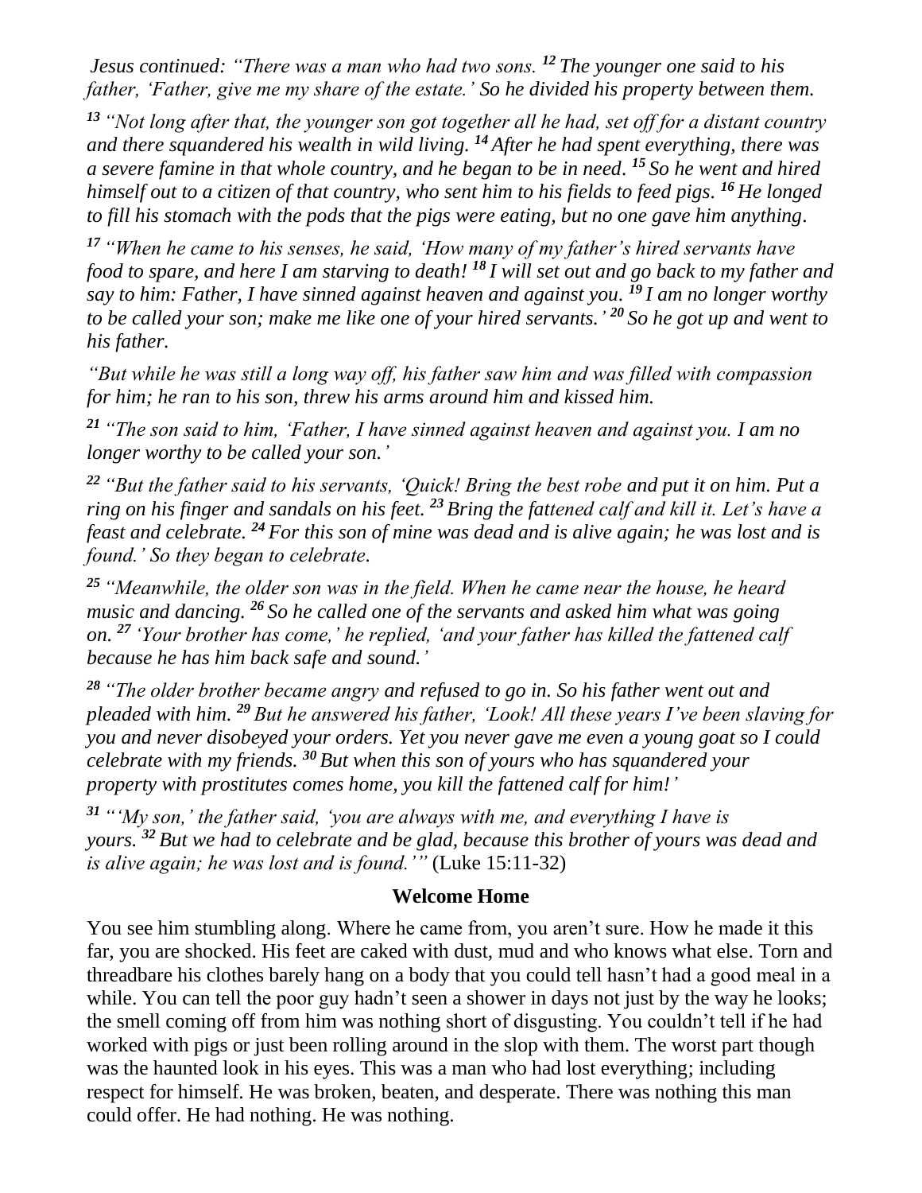*Jesus continued: "There was a man who had two sons.* [12] *The younger one said to his father, 'Father, give me my share of the estate.' So he divided his property between them.*

[13] *"Not long after that, the younger son got together all he had, set off for a distant country and there squandered his wealth in wild living.* [14] *After he had spent everything, there was a severe famine in that whole country, and he began to be in need.* [15] *So he went and hired himself out to a citizen of that country, who sent him to his fields to feed pigs.* [16] *He longed to fill his stomach with the pods that the pigs were eating, but no one gave him anything.*

[17] *"When he came to his senses, he said, 'How many of my father's hired servants have food to spare, and here I am starving to death!* [18] *I will set out and go back to my father and say to him: Father, I have sinned against heaven and against you.* [19] *I am no longer worthy to be called your son; make me like one of your hired servants.'* [20] *So he got up and went to his father.*

*"But while he was still a long way off, his father saw him and was filled with compassion for him; he ran to his son, threw his arms around him and kissed him.*

[21] *"The son said to him, 'Father, I have sinned against heaven and against you. I am no longer worthy to be called your son.'*

[22] *"But the father said to his servants, 'Quick! Bring the best robe and put it on him. Put a ring on his finger and sandals on his feet.* [23] *Bring the fattened calf and kill it. Let's have a feast and celebrate.* [24] *For this son of mine was dead and is alive again; he was lost and is found.' So they began to celebrate.*

[25] *"Meanwhile, the older son was in the field. When he came near the house, he heard music and dancing.* [26] *So he called one of the servants and asked him what was going on.* [27] *'Your brother has come,' he replied, 'and your father has killed the fattened calf because he has him back safe and sound.'*

[28] *"The older brother became angry and refused to go in. So his father went out and pleaded with him.* [29] *But he answered his father, 'Look! All these years I've been slaving for you and never disobeyed your orders. Yet you never gave me even a young goat so I could celebrate with my friends.* [30] *But when this son of yours who has squandered your property with prostitutes comes home, you kill the fattened calf for him!'*

[31] *"'My son,' the father said, 'you are always with me, and everything I have is yours.* [32] *But we had to celebrate and be glad, because this brother of yours was dead and is alive again; he was lost and is found.'"* (Luke 15:11-32)

## Welcome Home

You see him stumbling along. Where he came from, you aren't sure. How he made it this far, you are shocked. His feet are caked with dust, mud and who knows what else. Torn and threadbare his clothes barely hang on a body that you could tell hasn't had a good meal in a while. You can tell the poor guy hadn't seen a shower in days not just by the way he looks; the smell coming off from him was nothing short of disgusting. You couldn't tell if he had worked with pigs or just been rolling around in the slop with them. The worst part though was the haunted look in his eyes. This was a man who had lost everything; including respect for himself. He was broken, beaten, and desperate. There was nothing this man could offer. He had nothing. He was nothing.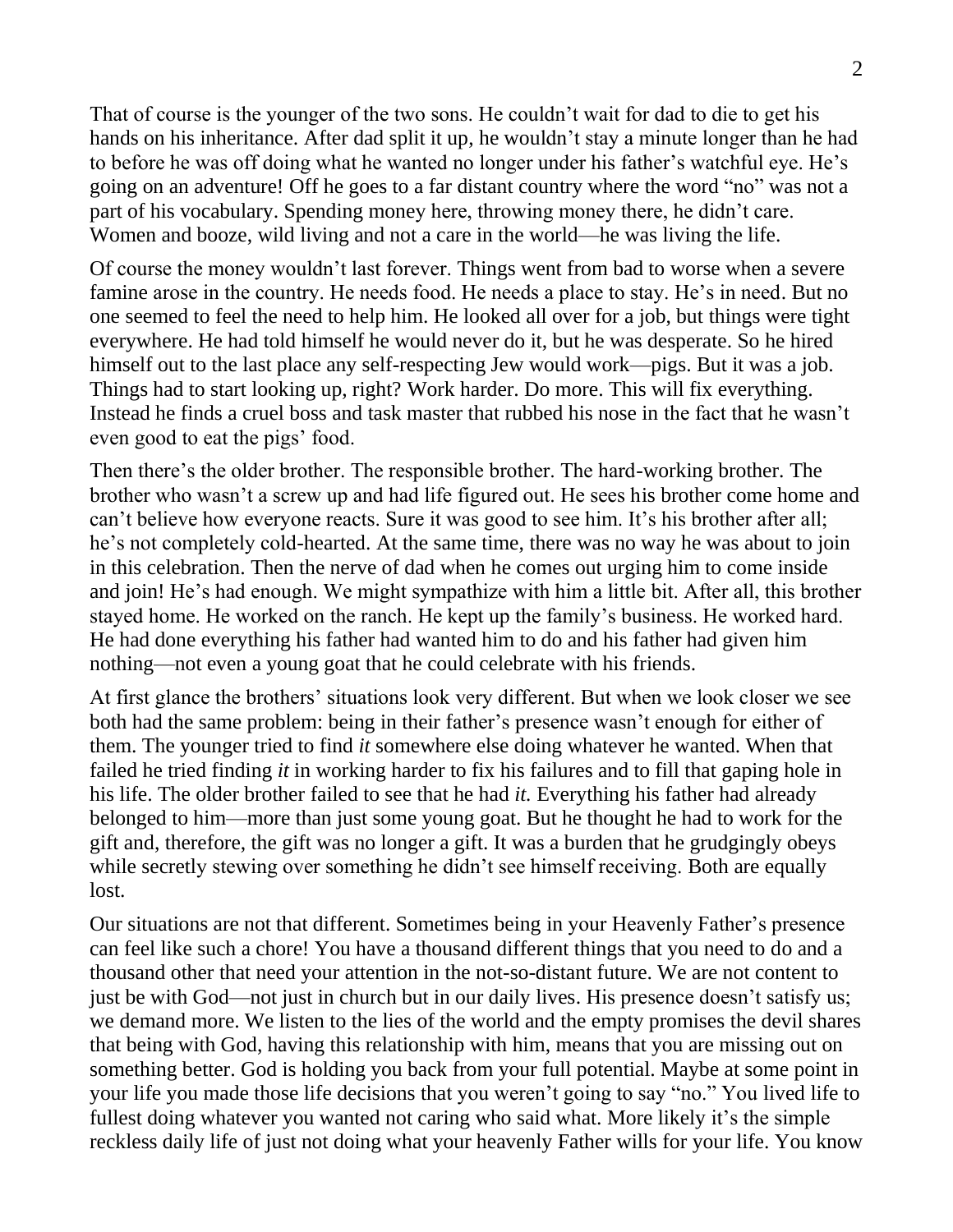That of course is the younger of the two sons. He couldn't wait for dad to die to get his hands on his inheritance. After dad split it up, he wouldn't stay a minute longer than he had to before he was off doing what he wanted no longer under his father's watchful eye. He's going on an adventure! Off he goes to a far distant country where the word "no" was not a part of his vocabulary. Spending money here, throwing money there, he didn't care. Women and booze, wild living and not a care in the world—he was living the life.

Of course the money wouldn't last forever. Things went from bad to worse when a severe famine arose in the country. He needs food. He needs a place to stay. He's in need. But no one seemed to feel the need to help him. He looked all over for a job, but things were tight everywhere. He had told himself he would never do it, but he was desperate. So he hired himself out to the last place any self-respecting Jew would work—pigs. But it was a job. Things had to start looking up, right? Work harder. Do more. This will fix everything. Instead he finds a cruel boss and task master that rubbed his nose in the fact that he wasn't even good to eat the pigs' food.

Then there's the older brother. The responsible brother. The hard-working brother. The brother who wasn't a screw up and had life figured out. He sees his brother come home and can't believe how everyone reacts. Sure it was good to see him. It's his brother after all; he's not completely cold-hearted. At the same time, there was no way he was about to join in this celebration. Then the nerve of dad when he comes out urging him to come inside and join! He's had enough. We might sympathize with him a little bit. After all, this brother stayed home. He worked on the ranch. He kept up the family's business. He worked hard. He had done everything his father had wanted him to do and his father had given him nothing—not even a young goat that he could celebrate with his friends.

At first glance the brothers' situations look very different. But when we look closer we see both had the same problem: being in their father's presence wasn't enough for either of them. The younger tried to find *it* somewhere else doing whatever he wanted. When that failed he tried finding *it* in working harder to fix his failures and to fill that gaping hole in his life. The older brother failed to see that he had *it.* Everything his father had already belonged to him—more than just some young goat. But he thought he had to work for the gift and, therefore, the gift was no longer a gift. It was a burden that he grudgingly obeys while secretly stewing over something he didn't see himself receiving. Both are equally lost.

Our situations are not that different. Sometimes being in your Heavenly Father's presence can feel like such a chore! You have a thousand different things that you need to do and a thousand other that need your attention in the not-so-distant future. We are not content to just be with God—not just in church but in our daily lives. His presence doesn't satisfy us; we demand more. We listen to the lies of the world and the empty promises the devil shares that being with God, having this relationship with him, means that you are missing out on something better. God is holding you back from your full potential. Maybe at some point in your life you made those life decisions that you weren't going to say "no." You lived life to fullest doing whatever you wanted not caring who said what. More likely it's the simple reckless daily life of just not doing what your heavenly Father wills for your life. You know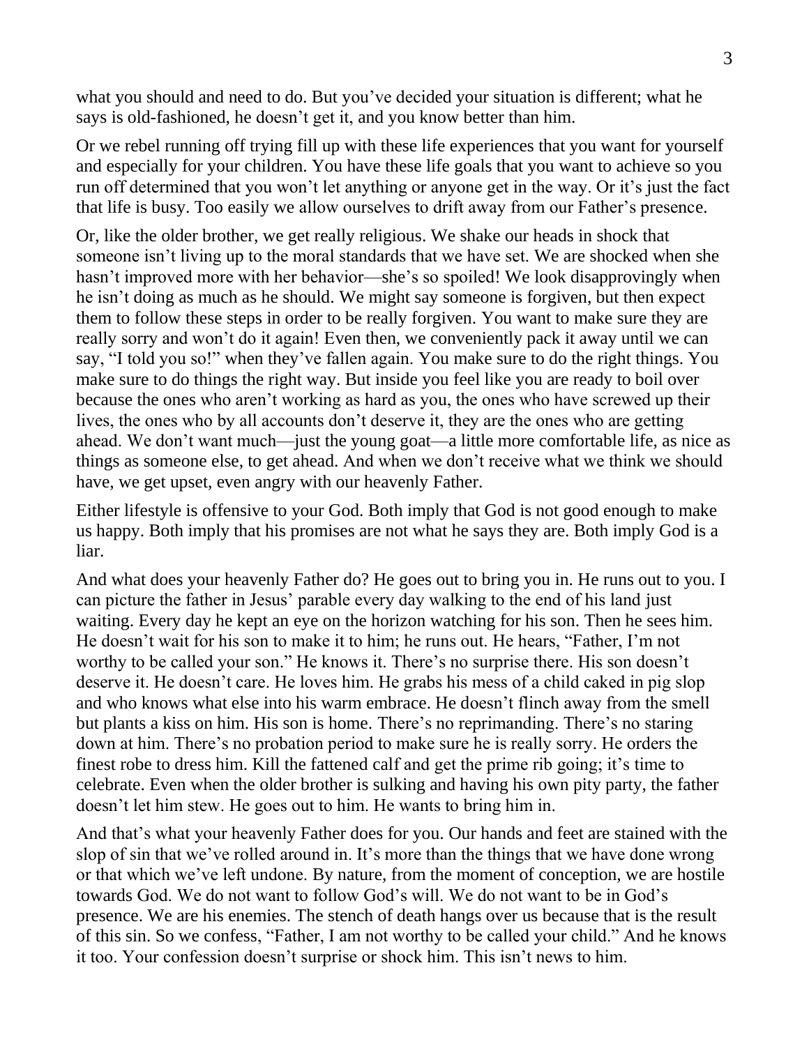what you should and need to do. But you've decided your situation is different; what he says is old-fashioned, he doesn't get it, and you know better than him.

Or we rebel running off trying fill up with these life experiences that you want for yourself and especially for your children. You have these life goals that you want to achieve so you run off determined that you won't let anything or anyone get in the way. Or it's just the fact that life is busy. Too easily we allow ourselves to drift away from our Father's presence.

Or, like the older brother, we get really religious. We shake our heads in shock that someone isn't living up to the moral standards that we have set. We are shocked when she hasn't improved more with her behavior—she's so spoiled! We look disapprovingly when he isn't doing as much as he should. We might say someone is forgiven, but then expect them to follow these steps in order to be really forgiven. You want to make sure they are really sorry and won't do it again! Even then, we conveniently pack it away until we can say, "I told you so!" when they've fallen again. You make sure to do the right things. You make sure to do things the right way. But inside you feel like you are ready to boil over because the ones who aren't working as hard as you, the ones who have screwed up their lives, the ones who by all accounts don't deserve it, they are the ones who are getting ahead. We don't want much—just the young goat—a little more comfortable life, as nice as things as someone else, to get ahead. And when we don't receive what we think we should have, we get upset, even angry with our heavenly Father.

Either lifestyle is offensive to your God. Both imply that God is not good enough to make us happy. Both imply that his promises are not what he says they are. Both imply God is a liar.

And what does your heavenly Father do? He goes out to bring you in. He runs out to you. I can picture the father in Jesus' parable every day walking to the end of his land just waiting. Every day he kept an eye on the horizon watching for his son. Then he sees him. He doesn't wait for his son to make it to him; he runs out. He hears, "Father, I'm not worthy to be called your son." He knows it. There's no surprise there. His son doesn't deserve it. He doesn't care. He loves him. He grabs his mess of a child caked in pig slop and who knows what else into his warm embrace. He doesn't flinch away from the smell but plants a kiss on him. His son is home. There's no reprimanding. There's no staring down at him. There's no probation period to make sure he is really sorry. He orders the finest robe to dress him. Kill the fattened calf and get the prime rib going; it's time to celebrate. Even when the older brother is sulking and having his own pity party, the father doesn't let him stew. He goes out to him. He wants to bring him in.

And that's what your heavenly Father does for you. Our hands and feet are stained with the slop of sin that we've rolled around in. It's more than the things that we have done wrong or that which we've left undone. By nature, from the moment of conception, we are hostile towards God. We do not want to follow God's will. We do not want to be in God's presence. We are his enemies. The stench of death hangs over us because that is the result of this sin. So we confess, "Father, I am not worthy to be called your child." And he knows it too. Your confession doesn't surprise or shock him. This isn't news to him.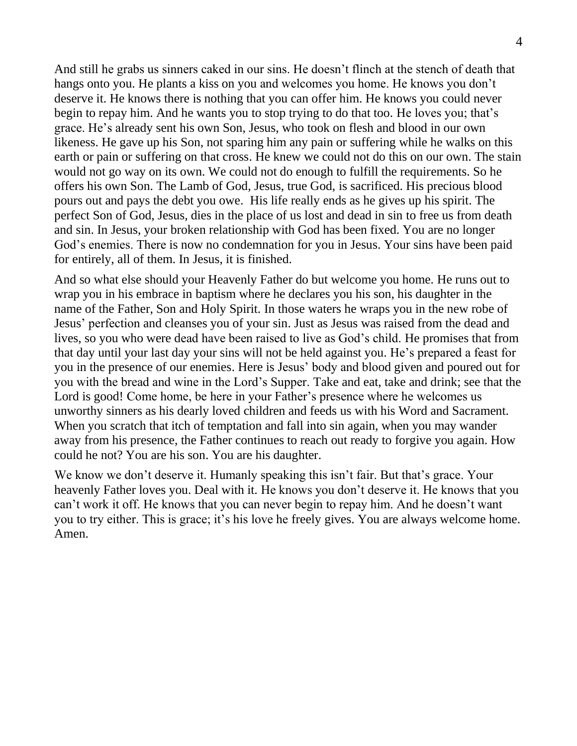And still he grabs us sinners caked in our sins. He doesn't flinch at the stench of death that hangs onto you. He plants a kiss on you and welcomes you home. He knows you don't deserve it. He knows there is nothing that you can offer him. He knows you could never begin to repay him. And he wants you to stop trying to do that too. He loves you; that's grace. He's already sent his own Son, Jesus, who took on flesh and blood in our own likeness. He gave up his Son, not sparing him any pain or suffering while he walks on this earth or pain or suffering on that cross. He knew we could not do this on our own. The stain would not go way on its own. We could not do enough to fulfill the requirements. So he offers his own Son. The Lamb of God, Jesus, true God, is sacrificed. His precious blood pours out and pays the debt you owe.  His life really ends as he gives up his spirit. The perfect Son of God, Jesus, dies in the place of us lost and dead in sin to free us from death and sin. In Jesus, your broken relationship with God has been fixed. You are no longer God's enemies. There is now no condemnation for you in Jesus. Your sins have been paid for entirely, all of them. In Jesus, it is finished.

And so what else should your Heavenly Father do but welcome you home. He runs out to wrap you in his embrace in baptism where he declares you his son, his daughter in the name of the Father, Son and Holy Spirit. In those waters he wraps you in the new robe of Jesus' perfection and cleanses you of your sin. Just as Jesus was raised from the dead and lives, so you who were dead have been raised to live as God's child. He promises that from that day until your last day your sins will not be held against you. He's prepared a feast for you in the presence of our enemies. Here is Jesus' body and blood given and poured out for you with the bread and wine in the Lord's Supper. Take and eat, take and drink; see that the Lord is good! Come home, be here in your Father's presence where he welcomes us unworthy sinners as his dearly loved children and feeds us with his Word and Sacrament. When you scratch that itch of temptation and fall into sin again, when you may wander away from his presence, the Father continues to reach out ready to forgive you again. How could he not? You are his son. You are his daughter.

We know we don't deserve it. Humanly speaking this isn't fair. But that's grace. Your heavenly Father loves you. Deal with it. He knows you don't deserve it. He knows that you can't work it off. He knows that you can never begin to repay him. And he doesn't want you to try either. This is grace; it's his love he freely gives. You are always welcome home. Amen.